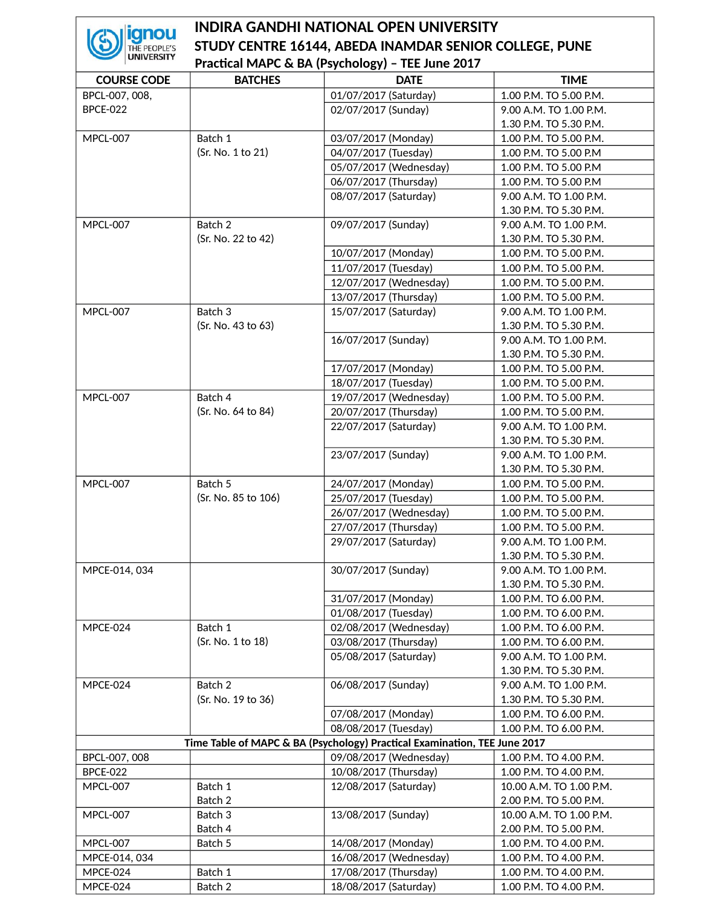# INDIRA GANDHI NATIONAL OPEN UNIVERSITY
## STUDY CENTRE 16144, ABEDA INAMDAR SENIOR COLLEGE, PUNE
### Practical MAPC & BA (Psychology) – TEE June 2017

| COURSE CODE | BATCHES | DATE | TIME |
|---|---|---|---|
| BPCL-007, 008, BPCE-022 | | 01/07/2017 (Saturday) | 1.00 P.M. TO 5.00 P.M. |
| | | 02/07/2017 (Sunday) | 9.00 A.M. TO 1.00 P.M. 1.30 P.M. TO 5.30 P.M. |
| MPCL-007 | Batch 1 (Sr. No. 1 to 21) | 03/07/2017 (Monday) | 1.00 P.M. TO 5.00 P.M. |
| | | 04/07/2017 (Tuesday) | 1.00 P.M. TO 5.00 P.M |
| | | 05/07/2017 (Wednesday) | 1.00 P.M. TO 5.00 P.M |
| | | 06/07/2017 (Thursday) | 1.00 P.M. TO 5.00 P.M |
| | | 08/07/2017 (Saturday) | 9.00 A.M. TO 1.00 P.M. 1.30 P.M. TO 5.30 P.M. |
| MPCL-007 | Batch 2 (Sr. No. 22 to 42) | 09/07/2017 (Sunday) | 9.00 A.M. TO 1.00 P.M. 1.30 P.M. TO 5.30 P.M. |
| | | 10/07/2017 (Monday) | 1.00 P.M. TO 5.00 P.M. |
| | | 11/07/2017 (Tuesday) | 1.00 P.M. TO 5.00 P.M. |
| | | 12/07/2017 (Wednesday) | 1.00 P.M. TO 5.00 P.M. |
| | | 13/07/2017 (Thursday) | 1.00 P.M. TO 5.00 P.M. |
| MPCL-007 | Batch 3 (Sr. No. 43 to 63) | 15/07/2017 (Saturday) | 9.00 A.M. TO 1.00 P.M. 1.30 P.M. TO 5.30 P.M. |
| | | 16/07/2017 (Sunday) | 9.00 A.M. TO 1.00 P.M. 1.30 P.M. TO 5.30 P.M. |
| | | 17/07/2017 (Monday) | 1.00 P.M. TO 5.00 P.M. |
| | | 18/07/2017 (Tuesday) | 1.00 P.M. TO 5.00 P.M. |
| MPCL-007 | Batch 4 (Sr. No. 64 to 84) | 19/07/2017 (Wednesday) | 1.00 P.M. TO 5.00 P.M. |
| | | 20/07/2017 (Thursday) | 1.00 P.M. TO 5.00 P.M. |
| | | 22/07/2017 (Saturday) | 9.00 A.M. TO 1.00 P.M. 1.30 P.M. TO 5.30 P.M. |
| | | 23/07/2017 (Sunday) | 9.00 A.M. TO 1.00 P.M. 1.30 P.M. TO 5.30 P.M. |
| MPCL-007 | Batch 5 (Sr. No. 85 to 106) | 24/07/2017 (Monday) | 1.00 P.M. TO 5.00 P.M. |
| | | 25/07/2017 (Tuesday) | 1.00 P.M. TO 5.00 P.M. |
| | | 26/07/2017 (Wednesday) | 1.00 P.M. TO 5.00 P.M. |
| | | 27/07/2017 (Thursday) | 1.00 P.M. TO 5.00 P.M. |
| | | 29/07/2017 (Saturday) | 9.00 A.M. TO 1.00 P.M. 1.30 P.M. TO 5.30 P.M. |
| MPCE-014, 034 | | 30/07/2017 (Sunday) | 9.00 A.M. TO 1.00 P.M. 1.30 P.M. TO 5.30 P.M. |
| | | 31/07/2017 (Monday) | 1.00 P.M. TO 6.00 P.M. |
| | | 01/08/2017 (Tuesday) | 1.00 P.M. TO 6.00 P.M. |
| MPCE-024 | Batch 1 (Sr. No. 1 to 18) | 02/08/2017 (Wednesday) | 1.00 P.M. TO 6.00 P.M. |
| | | 03/08/2017 (Thursday) | 1.00 P.M. TO 6.00 P.M. |
| | | 05/08/2017 (Saturday) | 9.00 A.M. TO 1.00 P.M. 1.30 P.M. TO 5.30 P.M. |
| MPCE-024 | Batch 2 (Sr. No. 19 to 36) | 06/08/2017 (Sunday) | 9.00 A.M. TO 1.00 P.M. 1.30 P.M. TO 5.30 P.M. |
| | | 07/08/2017 (Monday) | 1.00 P.M. TO 6.00 P.M. |
| | | 08/08/2017 (Tuesday) | 1.00 P.M. TO 6.00 P.M. |
| **Time Table of MAPC & BA (Psychology) Practical Examination, TEE June 2017** | | | |
| BPCL-007, 008 | | 09/08/2017 (Wednesday) | 1.00 P.M. TO 4.00 P.M. |
| BPCE-022 | | 10/08/2017 (Thursday) | 1.00 P.M. TO 4.00 P.M. |
| MPCL-007 | Batch 1 Batch 2 | 12/08/2017 (Saturday) | 10.00 A.M. TO 1.00 P.M. 2.00 P.M. TO 5.00 P.M. |
| MPCL-007 | Batch 3 Batch 4 | 13/08/2017 (Sunday) | 10.00 A.M. TO 1.00 P.M. 2.00 P.M. TO 5.00 P.M. |
| MPCL-007 | Batch 5 | 14/08/2017 (Monday) | 1.00 P.M. TO 4.00 P.M. |
| MPCE-014, 034 | | 16/08/2017 (Wednesday) | 1.00 P.M. TO 4.00 P.M. |
| MPCE-024 | Batch 1 | 17/08/2017 (Thursday) | 1.00 P.M. TO 4.00 P.M. |
| MPCE-024 | Batch 2 | 18/08/2017 (Saturday) | 1.00 P.M. TO 4.00 P.M. |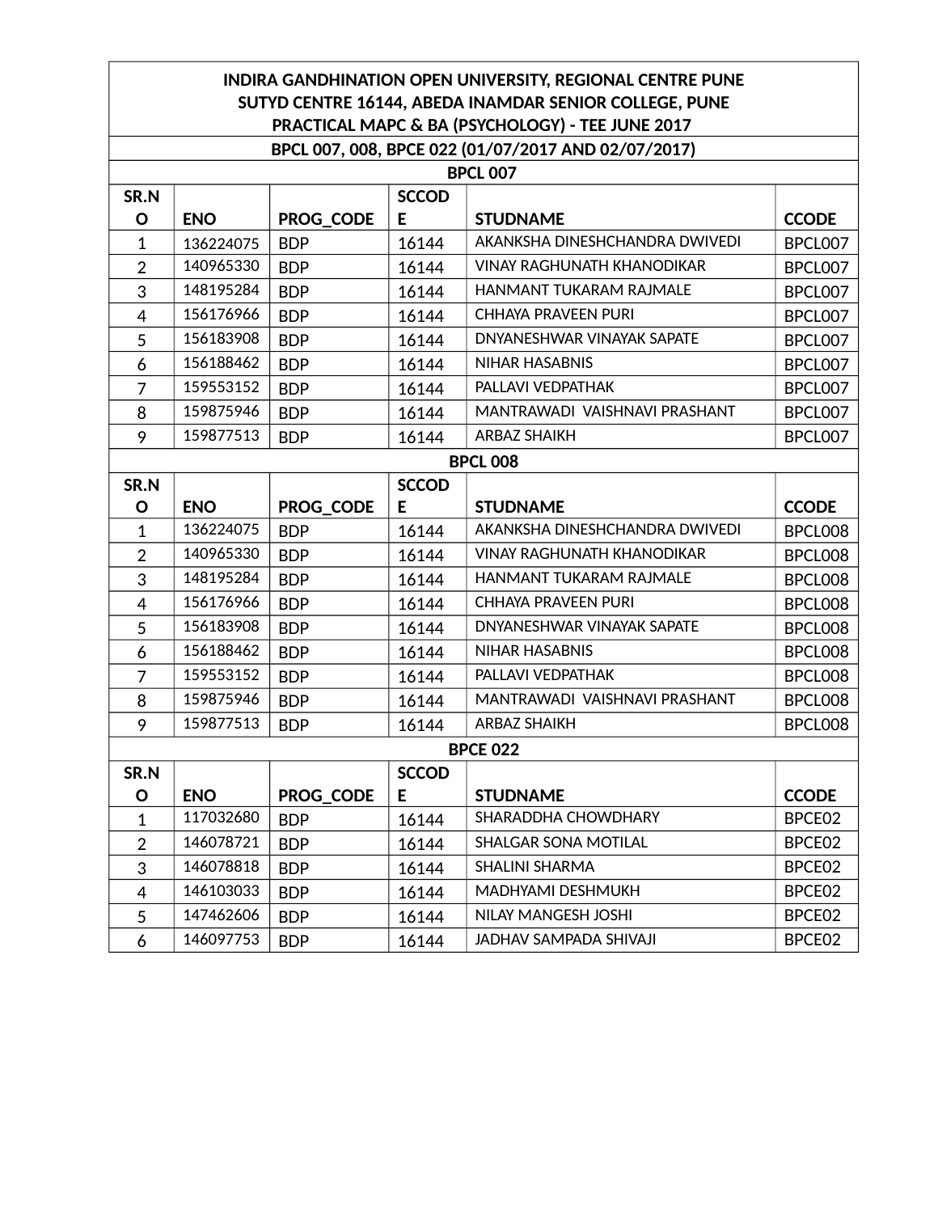INDIRA GANDHINATION OPEN UNIVERSITY, REGIONAL CENTRE PUNE
SUTYD CENTRE 16144, ABEDA INAMDAR SENIOR COLLEGE, PUNE
PRACTICAL MAPC & BA (PSYCHOLOGY) - TEE JUNE 2017

BPCL 007, 008, BPCE 022 (01/07/2017 AND 02/07/2017)

**BPCL 007**

| SR.NO | ENO | PROG_CODE | SCCODE | STUDNAME | CCODE |
|---|---|---|---|---|---|
| 1 | 136224075 | BDP | 16144 | AKANKSHA DINESHCHANDRA DWIVEDI | BPCL007 |
| 2 | 140965330 | BDP | 16144 | VINAY RAGHUNATH KHANODIKAR | BPCL007 |
| 3 | 148195284 | BDP | 16144 | HANMANT TUKARAM RAJMALE | BPCL007 |
| 4 | 156176966 | BDP | 16144 | CHHAYA PRAVEEN PURI | BPCL007 |
| 5 | 156183908 | BDP | 16144 | DNYANESHWAR VINAYAK SAPATE | BPCL007 |
| 6 | 156188462 | BDP | 16144 | NIHAR HASABNIS | BPCL007 |
| 7 | 159553152 | BDP | 16144 | PALLAVI VEDPATHAK | BPCL007 |
| 8 | 159875946 | BDP | 16144 | MANTRAWADI VAISHNAVI PRASHANT | BPCL007 |
| 9 | 159877513 | BDP | 16144 | ARBAZ SHAIKH | BPCL007 |

**BPCL 008**

| SR.NO | ENO | PROG_CODE | SCCODE | STUDNAME | CCODE |
|---|---|---|---|---|---|
| 1 | 136224075 | BDP | 16144 | AKANKSHA DINESHCHANDRA DWIVEDI | BPCL008 |
| 2 | 140965330 | BDP | 16144 | VINAY RAGHUNATH KHANODIKAR | BPCL008 |
| 3 | 148195284 | BDP | 16144 | HANMANT TUKARAM RAJMALE | BPCL008 |
| 4 | 156176966 | BDP | 16144 | CHHAYA PRAVEEN PURI | BPCL008 |
| 5 | 156183908 | BDP | 16144 | DNYANESHWAR VINAYAK SAPATE | BPCL008 |
| 6 | 156188462 | BDP | 16144 | NIHAR HASABNIS | BPCL008 |
| 7 | 159553152 | BDP | 16144 | PALLAVI VEDPATHAK | BPCL008 |
| 8 | 159875946 | BDP | 16144 | MANTRAWADI VAISHNAVI PRASHANT | BPCL008 |
| 9 | 159877513 | BDP | 16144 | ARBAZ SHAIKH | BPCL008 |

**BPCE 022**

| SR.NO | ENO | PROG_CODE | SCCODE | STUDNAME | CCODE |
|---|---|---|---|---|---|
| 1 | 117032680 | BDP | 16144 | SHARADDHA CHOWDHARY | BPCE02 |
| 2 | 146078721 | BDP | 16144 | SHALGAR SONA MOTILAL | BPCE02 |
| 3 | 146078818 | BDP | 16144 | SHALINI SHARMA | BPCE02 |
| 4 | 146103033 | BDP | 16144 | MADHYAMI DESHMUKH | BPCE02 |
| 5 | 147462606 | BDP | 16144 | NILAY MANGESH JOSHI | BPCE02 |
| 6 | 146097753 | BDP | 16144 | JADHAV SAMPADA SHIVAJI | BPCE02 |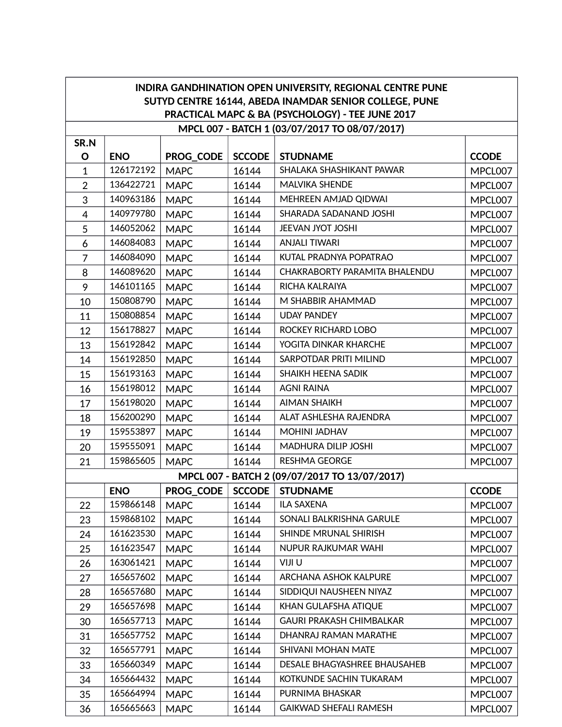| INDIRA GANDHINATION OPEN UNIVERSITY, REGIONAL CENTRE PUNE<br>SUTYD CENTRE 16144, ABEDA INAMDAR SENIOR COLLEGE, PUNE<br>PRACTICAL MAPC & BA (PSYCHOLOGY) - TEE JUNE 2017 | | | | | |
|---|---|---|---|---|---|
| MPCL 007 - BATCH 1 (03/07/2017 TO 08/07/2017) | | | | | |
| SR.NO | ENO | PROG_CODE | SCCODE | STUDNAME | CCODE |
| 1 | 126172192 | MAPC | 16144 | SHALAKA SHASHIKANT PAWAR | MPCL007 |
| 2 | 136422721 | MAPC | 16144 | MALVIKA SHENDE | MPCL007 |
| 3 | 140963186 | MAPC | 16144 | MEHREEN AMJAD QIDWAI | MPCL007 |
| 4 | 140979780 | MAPC | 16144 | SHARADA SADANAND JOSHI | MPCL007 |
| 5 | 146052062 | MAPC | 16144 | JEEVAN JYOT JOSHI | MPCL007 |
| 6 | 146084083 | MAPC | 16144 | ANJALI TIWARI | MPCL007 |
| 7 | 146084090 | MAPC | 16144 | KUTAL PRADNYA POPATRAO | MPCL007 |
| 8 | 146089620 | MAPC | 16144 | CHAKRABORTY PARAMITA BHALENDU | MPCL007 |
| 9 | 146101165 | MAPC | 16144 | RICHA KALRAIYA | MPCL007 |
| 10 | 150808790 | MAPC | 16144 | M SHABBIR AHAMMAD | MPCL007 |
| 11 | 150808854 | MAPC | 16144 | UDAY PANDEY | MPCL007 |
| 12 | 156178827 | MAPC | 16144 | ROCKEY RICHARD LOBO | MPCL007 |
| 13 | 156192842 | MAPC | 16144 | YOGITA DINKAR KHARCHE | MPCL007 |
| 14 | 156192850 | MAPC | 16144 | SARPOTDAR PRITI MILIND | MPCL007 |
| 15 | 156193163 | MAPC | 16144 | SHAIKH HEENA SADIK | MPCL007 |
| 16 | 156198012 | MAPC | 16144 | AGNI RAINA | MPCL007 |
| 17 | 156198020 | MAPC | 16144 | AIMAN SHAIKH | MPCL007 |
| 18 | 156200290 | MAPC | 16144 | ALAT ASHLESHA RAJENDRA | MPCL007 |
| 19 | 159553897 | MAPC | 16144 | MOHINI JADHAV | MPCL007 |
| 20 | 159555091 | MAPC | 16144 | MADHURA DILIP JOSHI | MPCL007 |
| 21 | 159865605 | MAPC | 16144 | RESHMA GEORGE | MPCL007 |
| MPCL 007 - BATCH 2 (09/07/2017 TO 13/07/2017) | | | | | |
| | ENO | PROG_CODE | SCCODE | STUDNAME | CCODE |
| 22 | 159866148 | MAPC | 16144 | ILA SAXENA | MPCL007 |
| 23 | 159868102 | MAPC | 16144 | SONALI BALKRISHNA GARULE | MPCL007 |
| 24 | 161623530 | MAPC | 16144 | SHINDE MRUNAL SHIRISH | MPCL007 |
| 25 | 161623547 | MAPC | 16144 | NUPUR RAJKUMAR WAHI | MPCL007 |
| 26 | 163061421 | MAPC | 16144 | VIJI U | MPCL007 |
| 27 | 165657602 | MAPC | 16144 | ARCHANA ASHOK KALPURE | MPCL007 |
| 28 | 165657680 | MAPC | 16144 | SIDDIQUI NAUSHEEN NIYAZ | MPCL007 |
| 29 | 165657698 | MAPC | 16144 | KHAN GULAFSHA ATIQUE | MPCL007 |
| 30 | 165657713 | MAPC | 16144 | GAURI PRAKASH CHIMBALKAR | MPCL007 |
| 31 | 165657752 | MAPC | 16144 | DHANRAJ RAMAN MARATHE | MPCL007 |
| 32 | 165657791 | MAPC | 16144 | SHIVANI MOHAN MATE | MPCL007 |
| 33 | 165660349 | MAPC | 16144 | DESALE BHAGYASHREE BHAUSAHEB | MPCL007 |
| 34 | 165664432 | MAPC | 16144 | KOTKUNDE SACHIN TUKARAM | MPCL007 |
| 35 | 165664994 | MAPC | 16144 | PURNIMA BHASKAR | MPCL007 |
| 36 | 165665663 | MAPC | 16144 | GAIKWAD SHEFALI RAMESH | MPCL007 |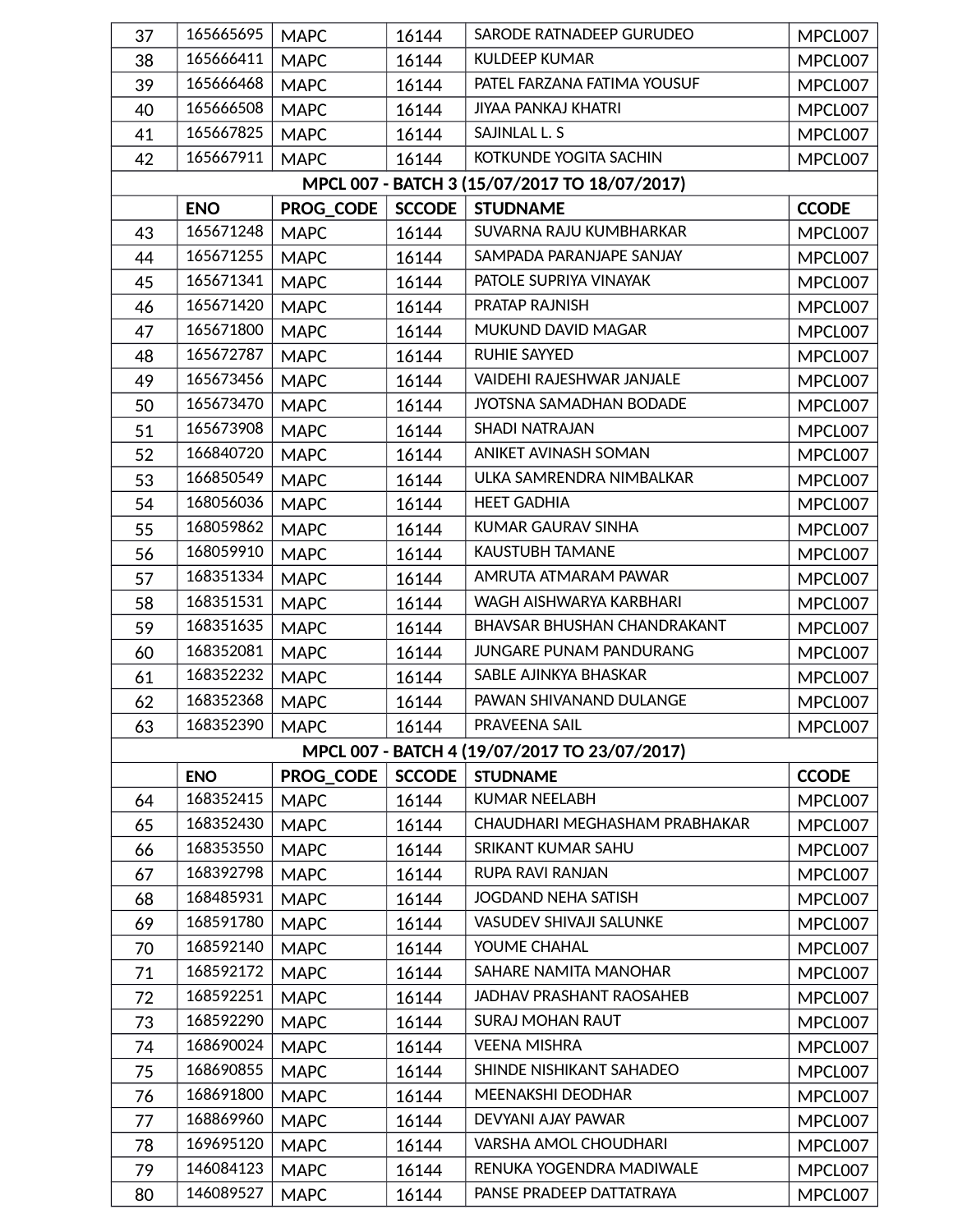| | | | | | |
|---|---|---|---|---|---|
| 37 | 165665695 | MAPC | 16144 | SARODE RATNADEEP GURUDEO | MPCL007 |
| 38 | 165666411 | MAPC | 16144 | KULDEEP KUMAR | MPCL007 |
| 39 | 165666468 | MAPC | 16144 | PATEL FARZANA FATIMA YOUSUF | MPCL007 |
| 40 | 165666508 | MAPC | 16144 | JIYAA PANKAJ KHATRI | MPCL007 |
| 41 | 165667825 | MAPC | 16144 | SAJINLAL L. S | MPCL007 |
| 42 | 165667911 | MAPC | 16144 | KOTKUNDE YOGITA SACHIN | MPCL007 |
| **MPCL 007 - BATCH 3 (15/07/2017 TO 18/07/2017)** | | | | | |
| | **ENO** | **PROG_CODE** | **SCCODE** | **STUDNAME** | **CCODE** |
| 43 | 165671248 | MAPC | 16144 | SUVARNA RAJU KUMBHARKAR | MPCL007 |
| 44 | 165671255 | MAPC | 16144 | SAMPADA PARANJAPE SANJAY | MPCL007 |
| 45 | 165671341 | MAPC | 16144 | PATOLE SUPRIYA VINAYAK | MPCL007 |
| 46 | 165671420 | MAPC | 16144 | PRATAP RAJNISH | MPCL007 |
| 47 | 165671800 | MAPC | 16144 | MUKUND DAVID MAGAR | MPCL007 |
| 48 | 165672787 | MAPC | 16144 | RUHIE SAYYED | MPCL007 |
| 49 | 165673456 | MAPC | 16144 | VAIDEHI RAJESHWAR JANJALE | MPCL007 |
| 50 | 165673470 | MAPC | 16144 | JYOTSNA SAMADHAN BODADE | MPCL007 |
| 51 | 165673908 | MAPC | 16144 | SHADI NATRAJAN | MPCL007 |
| 52 | 166840720 | MAPC | 16144 | ANIKET AVINASH SOMAN | MPCL007 |
| 53 | 166850549 | MAPC | 16144 | ULKA SAMRENDRA NIMBALKAR | MPCL007 |
| 54 | 168056036 | MAPC | 16144 | HEET GADHIA | MPCL007 |
| 55 | 168059862 | MAPC | 16144 | KUMAR GAURAV SINHA | MPCL007 |
| 56 | 168059910 | MAPC | 16144 | KAUSTUBH TAMANE | MPCL007 |
| 57 | 168351334 | MAPC | 16144 | AMRUTA ATMARAM PAWAR | MPCL007 |
| 58 | 168351531 | MAPC | 16144 | WAGH AISHWARYA KARBHARI | MPCL007 |
| 59 | 168351635 | MAPC | 16144 | BHAVSAR BHUSHAN CHANDRAKANT | MPCL007 |
| 60 | 168352081 | MAPC | 16144 | JUNGARE PUNAM PANDURANG | MPCL007 |
| 61 | 168352232 | MAPC | 16144 | SABLE AJINKYA BHASKAR | MPCL007 |
| 62 | 168352368 | MAPC | 16144 | PAWAN SHIVANAND DULANGE | MPCL007 |
| 63 | 168352390 | MAPC | 16144 | PRAVEENA SAIL | MPCL007 |
| **MPCL 007 - BATCH 4 (19/07/2017 TO 23/07/2017)** | | | | | |
| | **ENO** | **PROG_CODE** | **SCCODE** | **STUDNAME** | **CCODE** |
| 64 | 168352415 | MAPC | 16144 | KUMAR NEELABH | MPCL007 |
| 65 | 168352430 | MAPC | 16144 | CHAUDHARI MEGHASHAM PRABHAKAR | MPCL007 |
| 66 | 168353550 | MAPC | 16144 | SRIKANT KUMAR SAHU | MPCL007 |
| 67 | 168392798 | MAPC | 16144 | RUPA RAVI RANJAN | MPCL007 |
| 68 | 168485931 | MAPC | 16144 | JOGDAND NEHA SATISH | MPCL007 |
| 69 | 168591780 | MAPC | 16144 | VASUDEV SHIVAJI SALUNKE | MPCL007 |
| 70 | 168592140 | MAPC | 16144 | YOUME CHAHAL | MPCL007 |
| 71 | 168592172 | MAPC | 16144 | SAHARE NAMITA MANOHAR | MPCL007 |
| 72 | 168592251 | MAPC | 16144 | JADHAV PRASHANT RAOSAHEB | MPCL007 |
| 73 | 168592290 | MAPC | 16144 | SURAJ MOHAN RAUT | MPCL007 |
| 74 | 168690024 | MAPC | 16144 | VEENA MISHRA | MPCL007 |
| 75 | 168690855 | MAPC | 16144 | SHINDE NISHIKANT SAHADEO | MPCL007 |
| 76 | 168691800 | MAPC | 16144 | MEENAKSHI DEODHAR | MPCL007 |
| 77 | 168869960 | MAPC | 16144 | DEVYANI AJAY PAWAR | MPCL007 |
| 78 | 169695120 | MAPC | 16144 | VARSHA AMOL CHOUDHARI | MPCL007 |
| 79 | 146084123 | MAPC | 16144 | RENUKA YOGENDRA MADIWALE | MPCL007 |
| 80 | 146089527 | MAPC | 16144 | PANSE PRADEEP DATTATRAYA | MPCL007 |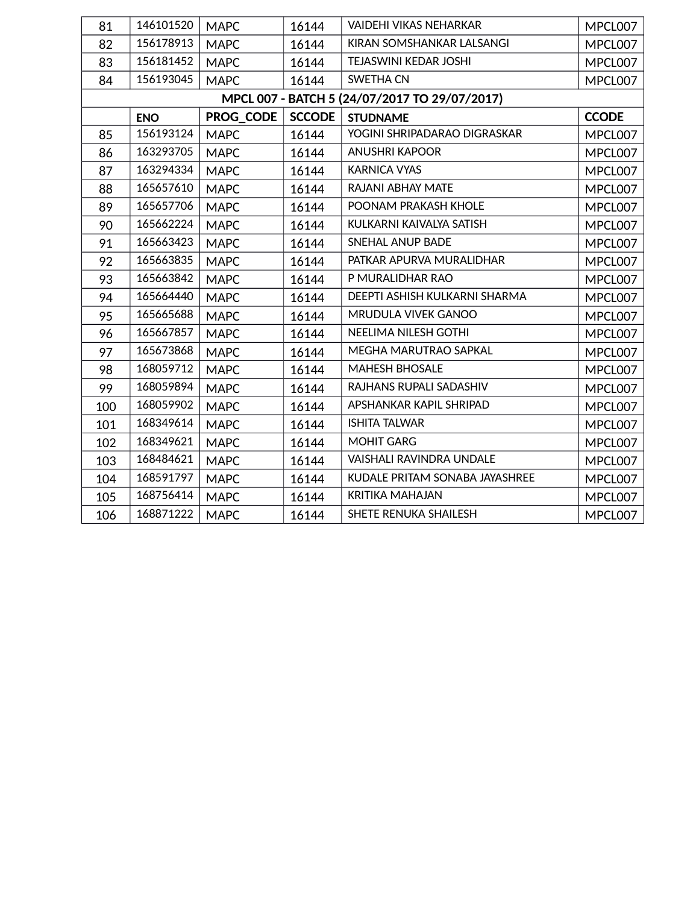| | | | | | |
|---|---|---|---|---|---|
| 81 | 146101520 | MAPC | 16144 | VAIDEHI VIKAS NEHARKAR | MPCL007 |
| 82 | 156178913 | MAPC | 16144 | KIRAN SOMSHANKAR LALSANGI | MPCL007 |
| 83 | 156181452 | MAPC | 16144 | TEJASWINI KEDAR JOSHI | MPCL007 |
| 84 | 156193045 | MAPC | 16144 | SWETHA CN | MPCL007 |
| **MPCL 007 - BATCH 5 (24/07/2017 TO 29/07/2017)** | | | | | |
| | **ENO** | **PROG_CODE** | **SCCODE** | **STUDNAME** | **CCODE** |
| 85 | 156193124 | MAPC | 16144 | YOGINI SHRIPADARAO DIGRASKAR | MPCL007 |
| 86 | 163293705 | MAPC | 16144 | ANUSHRI KAPOOR | MPCL007 |
| 87 | 163294334 | MAPC | 16144 | KARNICA VYAS | MPCL007 |
| 88 | 165657610 | MAPC | 16144 | RAJANI ABHAY MATE | MPCL007 |
| 89 | 165657706 | MAPC | 16144 | POONAM PRAKASH KHOLE | MPCL007 |
| 90 | 165662224 | MAPC | 16144 | KULKARNI KAIVALYA SATISH | MPCL007 |
| 91 | 165663423 | MAPC | 16144 | SNEHAL ANUP BADE | MPCL007 |
| 92 | 165663835 | MAPC | 16144 | PATKAR APURVA MURALIDHAR | MPCL007 |
| 93 | 165663842 | MAPC | 16144 | P MURALIDHAR RAO | MPCL007 |
| 94 | 165664440 | MAPC | 16144 | DEEPTI ASHISH KULKARNI SHARMA | MPCL007 |
| 95 | 165665688 | MAPC | 16144 | MRUDULA VIVEK GANOO | MPCL007 |
| 96 | 165667857 | MAPC | 16144 | NEELIMA NILESH GOTHI | MPCL007 |
| 97 | 165673868 | MAPC | 16144 | MEGHA MARUTRAO SAPKAL | MPCL007 |
| 98 | 168059712 | MAPC | 16144 | MAHESH BHOSALE | MPCL007 |
| 99 | 168059894 | MAPC | 16144 | RAJHANS RUPALI SADASHIV | MPCL007 |
| 100 | 168059902 | MAPC | 16144 | APSHANKAR KAPIL SHRIPAD | MPCL007 |
| 101 | 168349614 | MAPC | 16144 | ISHITA TALWAR | MPCL007 |
| 102 | 168349621 | MAPC | 16144 | MOHIT GARG | MPCL007 |
| 103 | 168484621 | MAPC | 16144 | VAISHALI RAVINDRA UNDALE | MPCL007 |
| 104 | 168591797 | MAPC | 16144 | KUDALE PRITAM SONABA JAYASHREE | MPCL007 |
| 105 | 168756414 | MAPC | 16144 | KRITIKA MAHAJAN | MPCL007 |
| 106 | 168871222 | MAPC | 16144 | SHETE RENUKA SHAILESH | MPCL007 |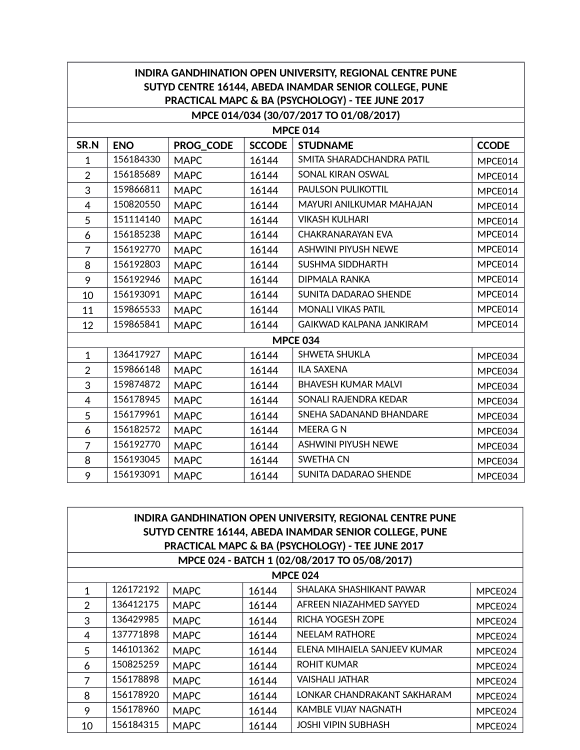| INDIRA GANDHINATION OPEN UNIVERSITY, REGIONAL CENTRE PUNE<br>SUTYD CENTRE 16144, ABEDA INAMDAR SENIOR COLLEGE, PUNE<br>PRACTICAL MAPC & BA (PSYCHOLOGY) - TEE JUNE 2017 | | | | | |
|---|---|---|---|---|---|
| MPCE 014/034 (30/07/2017 TO 01/08/2017) | | | | | |
| MPCE 014 | | | | | |
| SR.N | ENO | PROG_CODE | SCCODE | STUDNAME | CCODE |
| 1 | 156184330 | MAPC | 16144 | SMITA SHARADCHANDRA PATIL | MPCE014 |
| 2 | 156185689 | MAPC | 16144 | SONAL KIRAN OSWAL | MPCE014 |
| 3 | 159866811 | MAPC | 16144 | PAULSON PULIKOTTIL | MPCE014 |
| 4 | 150820550 | MAPC | 16144 | MAYURI ANILKUMAR MAHAJAN | MPCE014 |
| 5 | 151114140 | MAPC | 16144 | VIKASH KULHARI | MPCE014 |
| 6 | 156185238 | MAPC | 16144 | CHAKRANARAYAN EVA | MPCE014 |
| 7 | 156192770 | MAPC | 16144 | ASHWINI PIYUSH NEWE | MPCE014 |
| 8 | 156192803 | MAPC | 16144 | SUSHMA SIDDHARTH | MPCE014 |
| 9 | 156192946 | MAPC | 16144 | DIPMALA RANKA | MPCE014 |
| 10 | 156193091 | MAPC | 16144 | SUNITA DADARAO SHENDE | MPCE014 |
| 11 | 159865533 | MAPC | 16144 | MONALI VIKAS PATIL | MPCE014 |
| 12 | 159865841 | MAPC | 16144 | GAIKWAD KALPANA JANKIRAM | MPCE014 |
| MPCE 034 | | | | | |
| 1 | 136417927 | MAPC | 16144 | SHWETA SHUKLA | MPCE034 |
| 2 | 159866148 | MAPC | 16144 | ILA SAXENA | MPCE034 |
| 3 | 159874872 | MAPC | 16144 | BHAVESH KUMAR MALVI | MPCE034 |
| 4 | 156178945 | MAPC | 16144 | SONALI RAJENDRA KEDAR | MPCE034 |
| 5 | 156179961 | MAPC | 16144 | SNEHA SADANAND BHANDARE | MPCE034 |
| 6 | 156182572 | MAPC | 16144 | MEERA G N | MPCE034 |
| 7 | 156192770 | MAPC | 16144 | ASHWINI PIYUSH NEWE | MPCE034 |
| 8 | 156193045 | MAPC | 16144 | SWETHA CN | MPCE034 |
| 9 | 156193091 | MAPC | 16144 | SUNITA DADARAO SHENDE | MPCE034 |

| INDIRA GANDHINATION OPEN UNIVERSITY, REGIONAL CENTRE PUNE<br>SUTYD CENTRE 16144, ABEDA INAMDAR SENIOR COLLEGE, PUNE<br>PRACTICAL MAPC & BA (PSYCHOLOGY) - TEE JUNE 2017 | | | | | |
|---|---|---|---|---|---|
| MPCE 024 - BATCH 1 (02/08/2017 TO 05/08/2017) | | | | | |
| MPCE 024 | | | | | |
| 1 | 126172192 | MAPC | 16144 | SHALAKA SHASHIKANT PAWAR | MPCE024 |
| 2 | 136412175 | MAPC | 16144 | AFREEN NIAZAHMED SAYYED | MPCE024 |
| 3 | 136429985 | MAPC | 16144 | RICHA YOGESH ZOPE | MPCE024 |
| 4 | 137771898 | MAPC | 16144 | NEELAM RATHORE | MPCE024 |
| 5 | 146101362 | MAPC | 16144 | ELENA MIHAIELA SANJEEV KUMAR | MPCE024 |
| 6 | 150825259 | MAPC | 16144 | ROHIT KUMAR | MPCE024 |
| 7 | 156178898 | MAPC | 16144 | VAISHALI JATHAR | MPCE024 |
| 8 | 156178920 | MAPC | 16144 | LONKAR CHANDRAKANT SAKHARAM | MPCE024 |
| 9 | 156178960 | MAPC | 16144 | KAMBLE VIJAY NAGNATH | MPCE024 |
| 10 | 156184315 | MAPC | 16144 | JOSHI VIPIN SUBHASH | MPCE024 |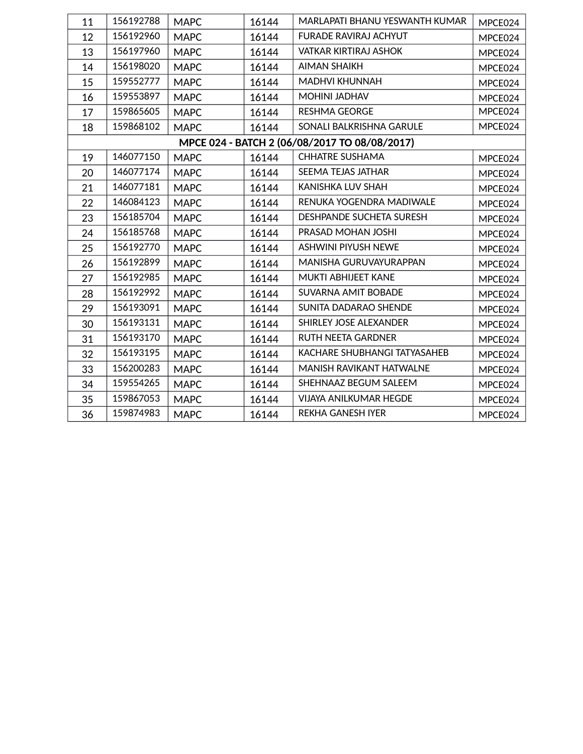| | | | | | |
|---|---|---|---|---|---|
| 11 | 156192788 | MAPC | 16144 | MARLAPATI BHANU YESWANTH KUMAR | MPCE024 |
| 12 | 156192960 | MAPC | 16144 | FURADE RAVIRAJ ACHYUT | MPCE024 |
| 13 | 156197960 | MAPC | 16144 | VATKAR KIRTIRAJ ASHOK | MPCE024 |
| 14 | 156198020 | MAPC | 16144 | AIMAN SHAIKH | MPCE024 |
| 15 | 159552777 | MAPC | 16144 | MADHVI KHUNNAH | MPCE024 |
| 16 | 159553897 | MAPC | 16144 | MOHINI JADHAV | MPCE024 |
| 17 | 159865605 | MAPC | 16144 | RESHMA GEORGE | MPCE024 |
| 18 | 159868102 | MAPC | 16144 | SONALI BALKRISHNA GARULE | MPCE024 |
| **MPCE 024 - BATCH 2 (06/08/2017 TO 08/08/2017)** | | | | | |
| 19 | 146077150 | MAPC | 16144 | CHHATRE SUSHAMA | MPCE024 |
| 20 | 146077174 | MAPC | 16144 | SEEMA TEJAS JATHAR | MPCE024 |
| 21 | 146077181 | MAPC | 16144 | KANISHKA LUV SHAH | MPCE024 |
| 22 | 146084123 | MAPC | 16144 | RENUKA YOGENDRA MADIWALE | MPCE024 |
| 23 | 156185704 | MAPC | 16144 | DESHPANDE SUCHETA SURESH | MPCE024 |
| 24 | 156185768 | MAPC | 16144 | PRASAD MOHAN JOSHI | MPCE024 |
| 25 | 156192770 | MAPC | 16144 | ASHWINI PIYUSH NEWE | MPCE024 |
| 26 | 156192899 | MAPC | 16144 | MANISHA GURUVAYURAPPAN | MPCE024 |
| 27 | 156192985 | MAPC | 16144 | MUKTI ABHIJEET KANE | MPCE024 |
| 28 | 156192992 | MAPC | 16144 | SUVARNA AMIT BOBADE | MPCE024 |
| 29 | 156193091 | MAPC | 16144 | SUNITA DADARAO SHENDE | MPCE024 |
| 30 | 156193131 | MAPC | 16144 | SHIRLEY JOSE ALEXANDER | MPCE024 |
| 31 | 156193170 | MAPC | 16144 | RUTH NEETA GARDNER | MPCE024 |
| 32 | 156193195 | MAPC | 16144 | KACHARE SHUBHANGI TATYASAHEB | MPCE024 |
| 33 | 156200283 | MAPC | 16144 | MANISH RAVIKANT HATWALNE | MPCE024 |
| 34 | 159554265 | MAPC | 16144 | SHEHNAAZ BEGUM SALEEM | MPCE024 |
| 35 | 159867053 | MAPC | 16144 | VIJAYA ANILKUMAR HEGDE | MPCE024 |
| 36 | 159874983 | MAPC | 16144 | REKHA GANESH IYER | MPCE024 |